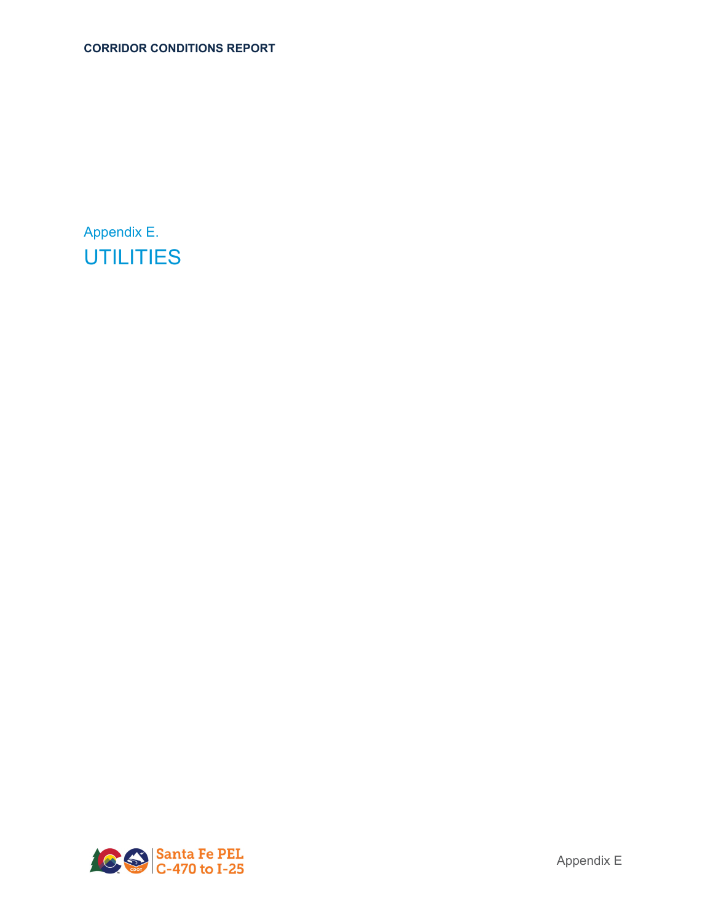Appendix E.

# UTILITIES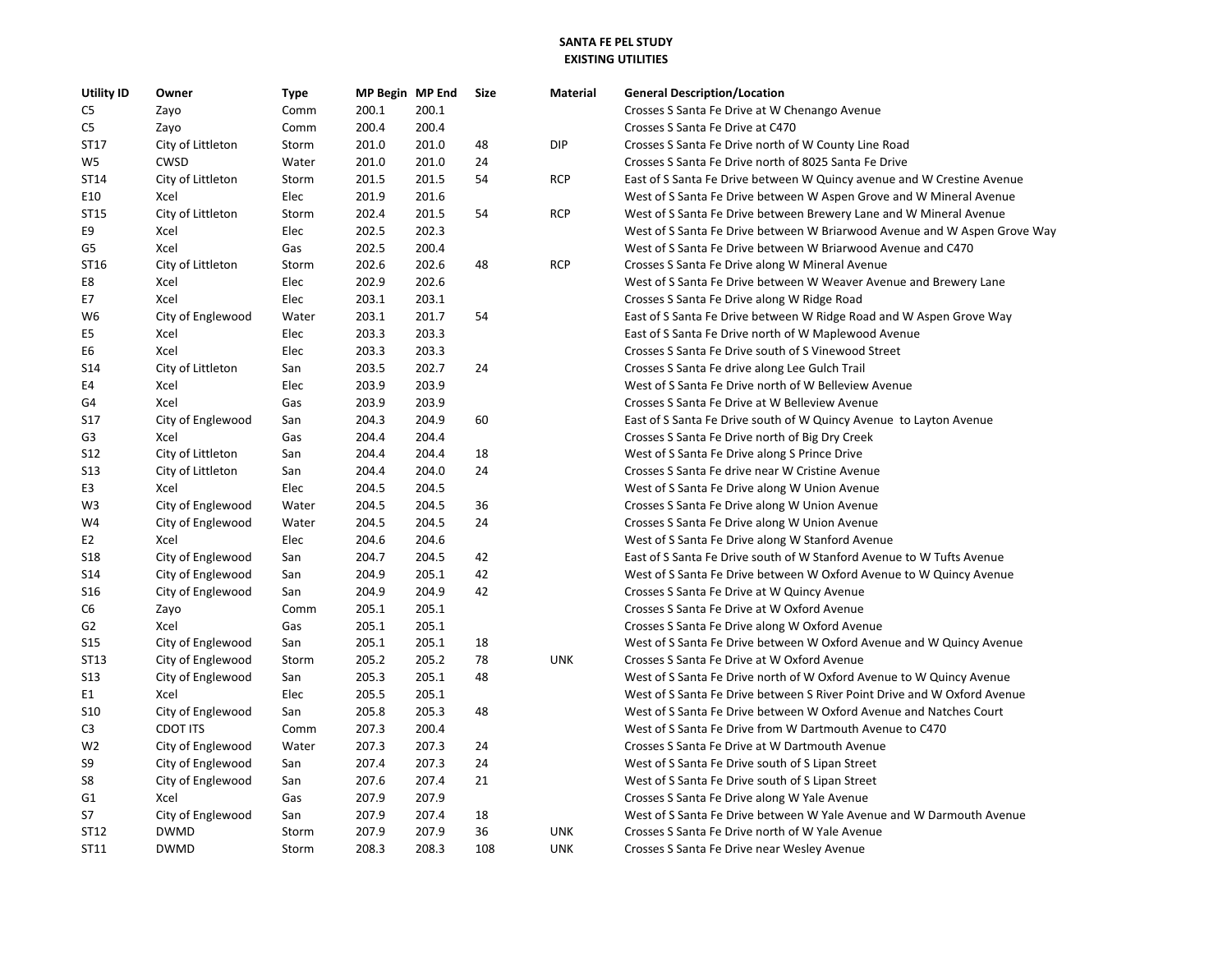**SANTA FE PEL STUDY**
**EXISTING UTILITIES**

| Utility ID | Owner | Type | MP Begin | MP End | Size | Material | General Description/Location |
|---|---|---|---|---|---|---|---|
| C5 | Zayo | Comm | 200.1 | 200.1 | | | Crosses S Santa Fe Drive at W Chenango Avenue |
| C5 | Zayo | Comm | 200.4 | 200.4 | | | Crosses S Santa Fe Drive at C470 |
| ST17 | City of Littleton | Storm | 201.0 | 201.0 | 48 | DIP | Crosses S Santa Fe Drive north of W County Line Road |
| W5 | CWSD | Water | 201.0 | 201.0 | 24 | | Crosses S Santa Fe Drive north of 8025 Santa Fe Drive |
| ST14 | City of Littleton | Storm | 201.5 | 201.5 | 54 | RCP | East of S Santa Fe Drive between W Quincy avenue and W Crestine Avenue |
| E10 | Xcel | Elec | 201.9 | 201.6 | | | West of S Santa Fe Drive between W Aspen Grove and W Mineral Avenue |
| ST15 | City of Littleton | Storm | 202.4 | 201.5 | 54 | RCP | West of S Santa Fe Drive between Brewery Lane and W Mineral Avenue |
| E9 | Xcel | Elec | 202.5 | 202.3 | | | West of S Santa Fe Drive between W Briarwood Avenue and W Aspen Grove Way |
| G5 | Xcel | Gas | 202.5 | 200.4 | | | West of S Santa Fe Drive between W Briarwood Avenue and C470 |
| ST16 | City of Littleton | Storm | 202.6 | 202.6 | 48 | RCP | Crosses S Santa Fe Drive along W Mineral Avenue |
| E8 | Xcel | Elec | 202.9 | 202.6 | | | West of S Santa Fe Drive between W Weaver Avenue and Brewery Lane |
| E7 | Xcel | Elec | 203.1 | 203.1 | | | Crosses S Santa Fe Drive along W Ridge Road |
| W6 | City of Englewood | Water | 203.1 | 201.7 | 54 | | East of S Santa Fe Drive between W Ridge Road and W Aspen Grove Way |
| E5 | Xcel | Elec | 203.3 | 203.3 | | | East of S Santa Fe Drive north of W Maplewood Avenue |
| E6 | Xcel | Elec | 203.3 | 203.3 | | | Crosses S Santa Fe Drive south of S Vinewood Street |
| S14 | City of Littleton | San | 203.5 | 202.7 | 24 | | Crosses S Santa Fe drive along Lee Gulch Trail |
| E4 | Xcel | Elec | 203.9 | 203.9 | | | West of S Santa Fe Drive north of W Belleview Avenue |
| G4 | Xcel | Gas | 203.9 | 203.9 | | | Crosses S Santa Fe Drive at W Belleview Avenue |
| S17 | City of Englewood | San | 204.3 | 204.9 | 60 | | East of S Santa Fe Drive south of W Quincy Avenue to Layton Avenue |
| G3 | Xcel | Gas | 204.4 | 204.4 | | | Crosses S Santa Fe Drive north of Big Dry Creek |
| S12 | City of Littleton | San | 204.4 | 204.4 | 18 | | West of S Santa Fe Drive along S Prince Drive |
| S13 | City of Littleton | San | 204.4 | 204.0 | 24 | | Crosses S Santa Fe drive near W Cristine Avenue |
| E3 | Xcel | Elec | 204.5 | 204.5 | | | West of S Santa Fe Drive along W Union Avenue |
| W3 | City of Englewood | Water | 204.5 | 204.5 | 36 | | Crosses S Santa Fe Drive along W Union Avenue |
| W4 | City of Englewood | Water | 204.5 | 204.5 | 24 | | Crosses S Santa Fe Drive along W Union Avenue |
| E2 | Xcel | Elec | 204.6 | 204.6 | | | West of S Santa Fe Drive along W Stanford Avenue |
| S18 | City of Englewood | San | 204.7 | 204.5 | 42 | | East of S Santa Fe Drive south of W Stanford Avenue to W Tufts Avenue |
| S14 | City of Englewood | San | 204.9 | 205.1 | 42 | | West of S Santa Fe Drive between W Oxford Avenue to W Quincy Avenue |
| S16 | City of Englewood | San | 204.9 | 204.9 | 42 | | Crosses S Santa Fe Drive at W Quincy Avenue |
| C6 | Zayo | Comm | 205.1 | 205.1 | | | Crosses S Santa Fe Drive at W Oxford Avenue |
| G2 | Xcel | Gas | 205.1 | 205.1 | | | Crosses S Santa Fe Drive along W Oxford Avenue |
| S15 | City of Englewood | San | 205.1 | 205.1 | 18 | | West of S Santa Fe Drive between W Oxford Avenue and W Quincy Avenue |
| ST13 | City of Englewood | Storm | 205.2 | 205.2 | 78 | UNK | Crosses S Santa Fe Drive at W Oxford Avenue |
| S13 | City of Englewood | San | 205.3 | 205.1 | 48 | | West of S Santa Fe Drive north of W Oxford Avenue to W Quincy Avenue |
| E1 | Xcel | Elec | 205.5 | 205.1 | | | West of S Santa Fe Drive between S River Point Drive and W Oxford Avenue |
| S10 | City of Englewood | San | 205.8 | 205.3 | 48 | | West of S Santa Fe Drive between W Oxford Avenue and Natches Court |
| C3 | CDOT ITS | Comm | 207.3 | 200.4 | | | West of S Santa Fe Drive from W Dartmouth Avenue to C470 |
| W2 | City of Englewood | Water | 207.3 | 207.3 | 24 | | Crosses S Santa Fe Drive at W Dartmouth Avenue |
| S9 | City of Englewood | San | 207.4 | 207.3 | 24 | | West of S Santa Fe Drive south of S Lipan Street |
| S8 | City of Englewood | San | 207.6 | 207.4 | 21 | | West of S Santa Fe Drive south of S Lipan Street |
| G1 | Xcel | Gas | 207.9 | 207.9 | | | Crosses S Santa Fe Drive along W Yale Avenue |
| S7 | City of Englewood | San | 207.9 | 207.4 | 18 | | West of S Santa Fe Drive between W Yale Avenue and W Darmouth Avenue |
| ST12 | DWMD | Storm | 207.9 | 207.9 | 36 | UNK | Crosses S Santa Fe Drive north of W Yale Avenue |
| ST11 | DWMD | Storm | 208.3 | 208.3 | 108 | UNK | Crosses S Santa Fe Drive near Wesley Avenue |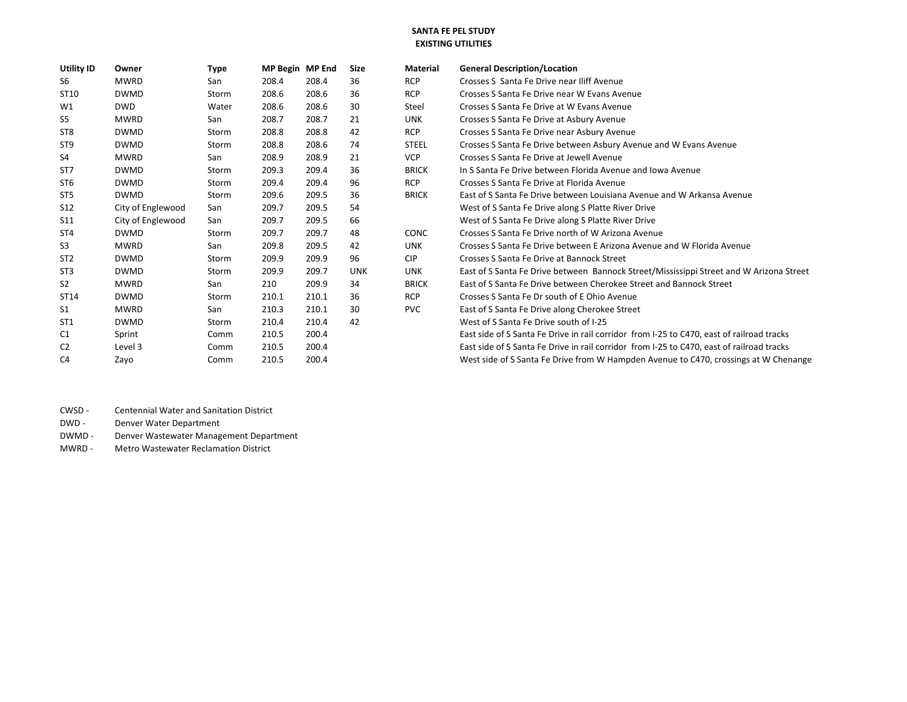**SANTA FE PEL STUDY**
**EXISTING UTILITIES**

| Utility ID | Owner | Type | MP Begin | MP End | Size | Material | General Description/Location |
|---|---|---|---|---|---|---|---|
| S6 | MWRD | San | 208.4 | 208.4 | 36 | RCP | Crosses S  Santa Fe Drive near Iliff Avenue |
| ST10 | DWMD | Storm | 208.6 | 208.6 | 36 | RCP | Crosses S Santa Fe Drive near W Evans Avenue |
| W1 | DWD | Water | 208.6 | 208.6 | 30 | Steel | Crosses S Santa Fe Drive at W Evans Avenue |
| S5 | MWRD | San | 208.7 | 208.7 | 21 | UNK | Crosses S Santa Fe Drive at Asbury Avenue |
| ST8 | DWMD | Storm | 208.8 | 208.8 | 42 | RCP | Crosses S Santa Fe Drive near Asbury Avenue |
| ST9 | DWMD | Storm | 208.8 | 208.6 | 74 | STEEL | Crosses S Santa Fe Drive between Asbury Avenue and W Evans Avenue |
| S4 | MWRD | San | 208.9 | 208.9 | 21 | VCP | Crosses S Santa Fe Drive at Jewell Avenue |
| ST7 | DWMD | Storm | 209.3 | 209.4 | 36 | BRICK | In S Santa Fe Drive between Florida Avenue and Iowa Avenue |
| ST6 | DWMD | Storm | 209.4 | 209.4 | 96 | RCP | Crosses S Santa Fe Drive at Florida Avenue |
| ST5 | DWMD | Storm | 209.6 | 209.5 | 36 | BRICK | East of S Santa Fe Drive between Louisiana Avenue and W Arkansa Avenue |
| S12 | City of Englewood | San | 209.7 | 209.5 | 54 | | West of S Santa Fe Drive along S Platte River Drive |
| S11 | City of Englewood | San | 209.7 | 209.5 | 66 | | West of S Santa Fe Drive along S Platte River Drive |
| ST4 | DWMD | Storm | 209.7 | 209.7 | 48 | CONC | Crosses S Santa Fe Drive north of W Arizona Avenue |
| S3 | MWRD | San | 209.8 | 209.5 | 42 | UNK | Crosses S Santa Fe Drive between E Arizona Avenue and W Florida Avenue |
| ST2 | DWMD | Storm | 209.9 | 209.9 | 96 | CIP | Crosses S Santa Fe Drive at Bannock Street |
| ST3 | DWMD | Storm | 209.9 | 209.7 | UNK | UNK | East of S Santa Fe Drive between  Bannock Street/Mississippi Street and W Arizona Street |
| S2 | MWRD | San | 210 | 209.9 | 34 | BRICK | East of S Santa Fe Drive between Cherokee Street and Bannock Street |
| ST14 | DWMD | Storm | 210.1 | 210.1 | 36 | RCP | Crosses S Santa Fe Dr south of E Ohio Avenue |
| S1 | MWRD | San | 210.3 | 210.1 | 30 | PVC | East of S Santa Fe Drive along Cherokee Street |
| ST1 | DWMD | Storm | 210.4 | 210.4 | 42 | | West of S Santa Fe Drive south of I-25 |
| C1 | Sprint | Comm | 210.5 | 200.4 | | | East side of S Santa Fe Drive in rail corridor  from I-25 to C470, east of railroad tracks |
| C2 | Level 3 | Comm | 210.5 | 200.4 | | | East side of S Santa Fe Drive in rail corridor  from I-25 to C470, east of railroad tracks |
| C4 | Zayo | Comm | 210.5 | 200.4 | | | West side of S Santa Fe Drive from W Hampden Avenue to C470, crossings at W Chenange |

CWSD - Centennial Water and Sanitation District
DWD - Denver Water Department
DWMD - Denver Wastewater Management Department
MWRD - Metro Wastewater Reclamation District